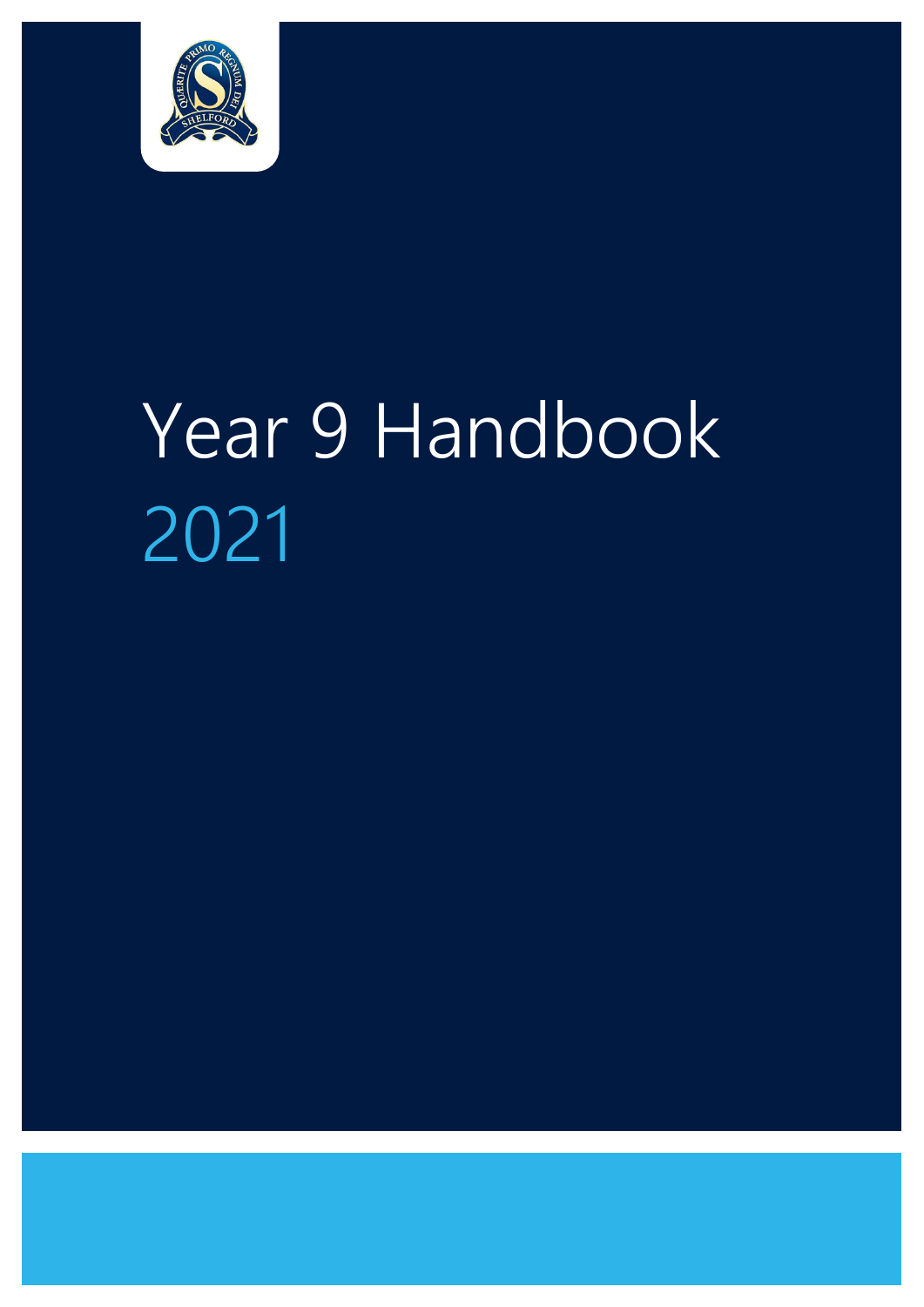# Year 9 Handbook

## 2021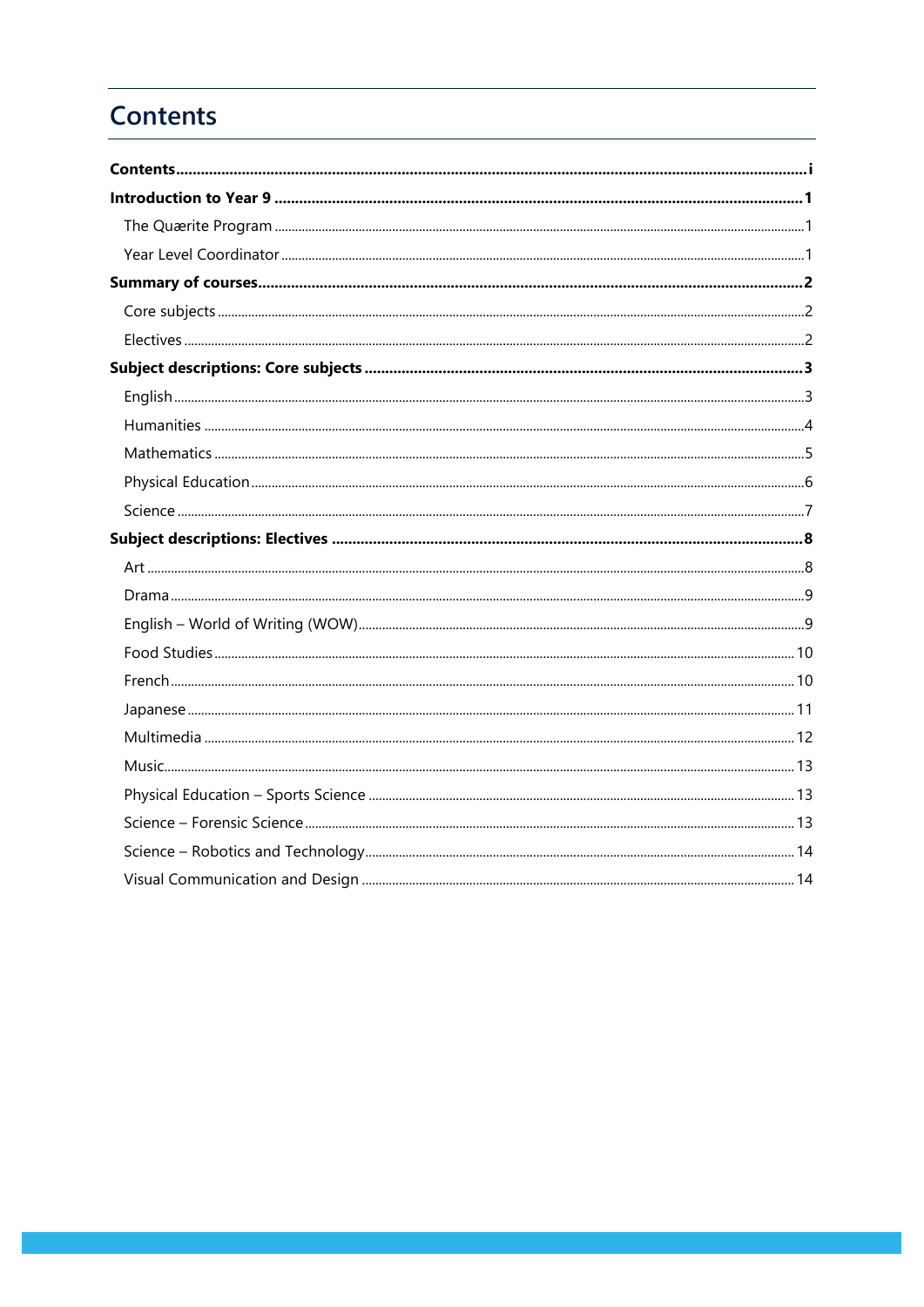# Contents

**Contents** ........ i

**Introduction to Year 9** ........ 1

- The Quærite Program ........ 1
- Year Level Coordinator ........ 1

**Summary of courses** ........ 2

- Core subjects ........ 2
- Electives ........ 2

**Subject descriptions: Core subjects** ........ 3

- English ........ 3
- Humanities ........ 4
- Mathematics ........ 5
- Physical Education ........ 6
- Science ........ 7

**Subject descriptions: Electives** ........ 8

- Art ........ 8
- Drama ........ 9
- English – World of Writing (WOW) ........ 9
- Food Studies ........ 10
- French ........ 10
- Japanese ........ 11
- Multimedia ........ 12
- Music ........ 13
- Physical Education – Sports Science ........ 13
- Science – Forensic Science ........ 13
- Science – Robotics and Technology ........ 14
- Visual Communication and Design ........ 14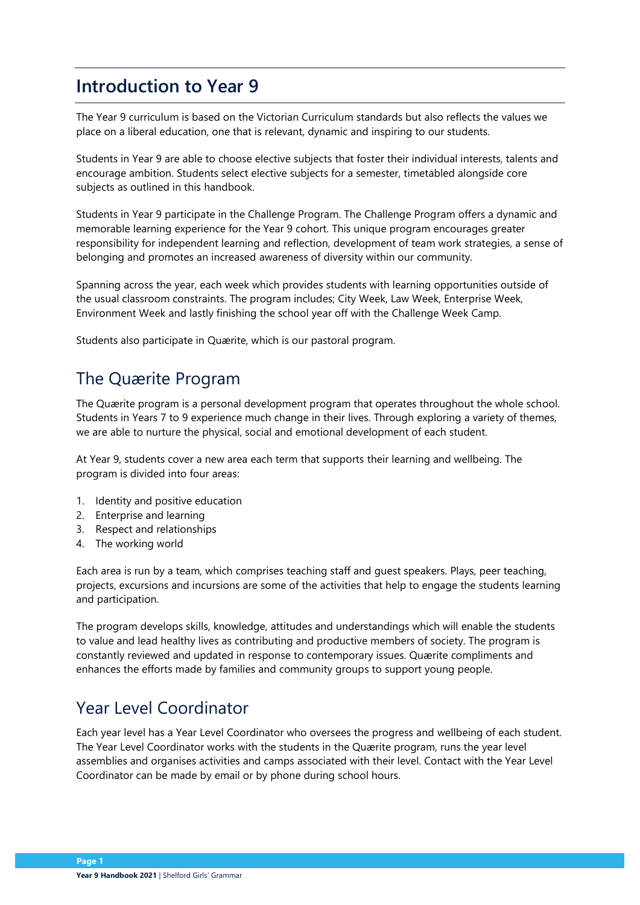# Introduction to Year 9

The Year 9 curriculum is based on the Victorian Curriculum standards but also reflects the values we place on a liberal education, one that is relevant, dynamic and inspiring to our students.

Students in Year 9 are able to choose elective subjects that foster their individual interests, talents and encourage ambition. Students select elective subjects for a semester, timetabled alongside core subjects as outlined in this handbook.

Students in Year 9 participate in the Challenge Program. The Challenge Program offers a dynamic and memorable learning experience for the Year 9 cohort. This unique program encourages greater responsibility for independent learning and reflection, development of team work strategies, a sense of belonging and promotes an increased awareness of diversity within our community.

Spanning across the year, each week which provides students with learning opportunities outside of the usual classroom constraints. The program includes; City Week, Law Week, Enterprise Week, Environment Week and lastly finishing the school year off with the Challenge Week Camp.

Students also participate in Quærite, which is our pastoral program.

## The Quærite Program

The Quærite program is a personal development program that operates throughout the whole school. Students in Years 7 to 9 experience much change in their lives. Through exploring a variety of themes, we are able to nurture the physical, social and emotional development of each student.

At Year 9, students cover a new area each term that supports their learning and wellbeing. The program is divided into four areas:

1. Identity and positive education
2. Enterprise and learning
3. Respect and relationships
4. The working world

Each area is run by a team, which comprises teaching staff and guest speakers. Plays, peer teaching, projects, excursions and incursions are some of the activities that help to engage the students learning and participation.

The program develops skills, knowledge, attitudes and understandings which will enable the students to value and lead healthy lives as contributing and productive members of society. The program is constantly reviewed and updated in response to contemporary issues. Quærite compliments and enhances the efforts made by families and community groups to support young people.

## Year Level Coordinator

Each year level has a Year Level Coordinator who oversees the progress and wellbeing of each student. The Year Level Coordinator works with the students in the Quærite program, runs the year level assemblies and organises activities and camps associated with their level. Contact with the Year Level Coordinator can be made by email or by phone during school hours.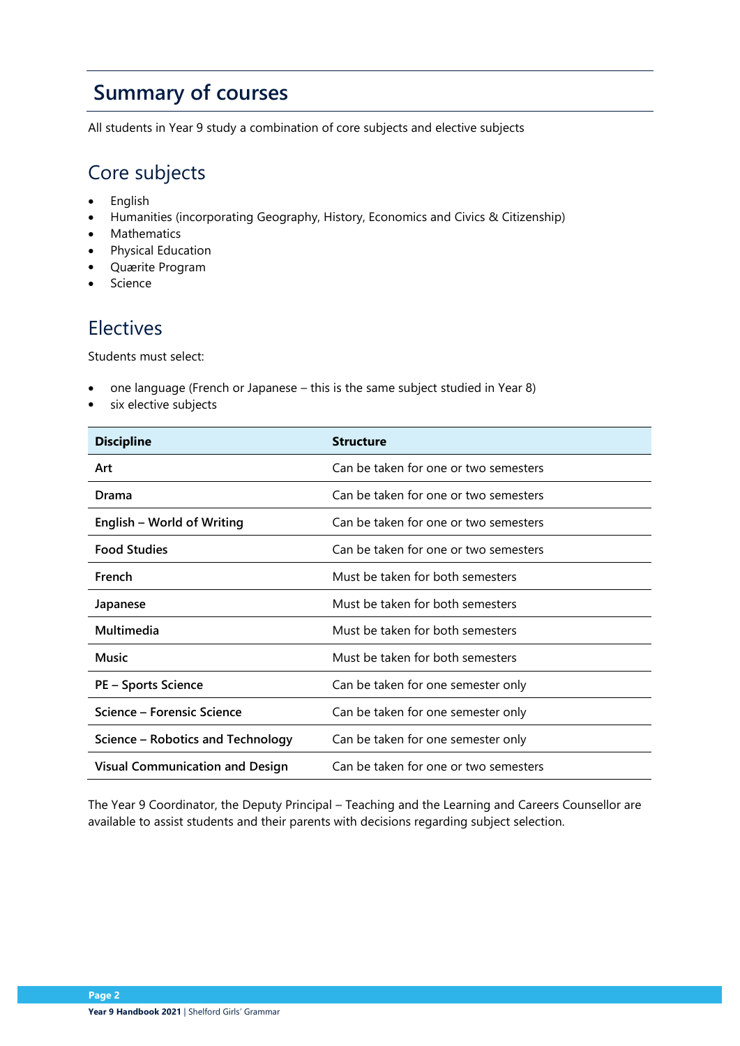# Summary of courses

All students in Year 9 study a combination of core subjects and elective subjects

## Core subjects

- English
- Humanities (incorporating Geography, History, Economics and Civics & Citizenship)
- Mathematics
- Physical Education
- Quærite Program
- Science

## Electives

Students must select:

- one language (French or Japanese – this is the same subject studied in Year 8)
- six elective subjects

| Discipline | Structure |
|---|---|
| **Art** | Can be taken for one or two semesters |
| **Drama** | Can be taken for one or two semesters |
| **English – World of Writing** | Can be taken for one or two semesters |
| **Food Studies** | Can be taken for one or two semesters |
| **French** | Must be taken for both semesters |
| **Japanese** | Must be taken for both semesters |
| **Multimedia** | Must be taken for both semesters |
| **Music** | Must be taken for both semesters |
| **PE – Sports Science** | Can be taken for one semester only |
| **Science – Forensic Science** | Can be taken for one semester only |
| **Science – Robotics and Technology** | Can be taken for one semester only |
| **Visual Communication and Design** | Can be taken for one or two semesters |

The Year 9 Coordinator, the Deputy Principal – Teaching and the Learning and Careers Counsellor are available to assist students and their parents with decisions regarding subject selection.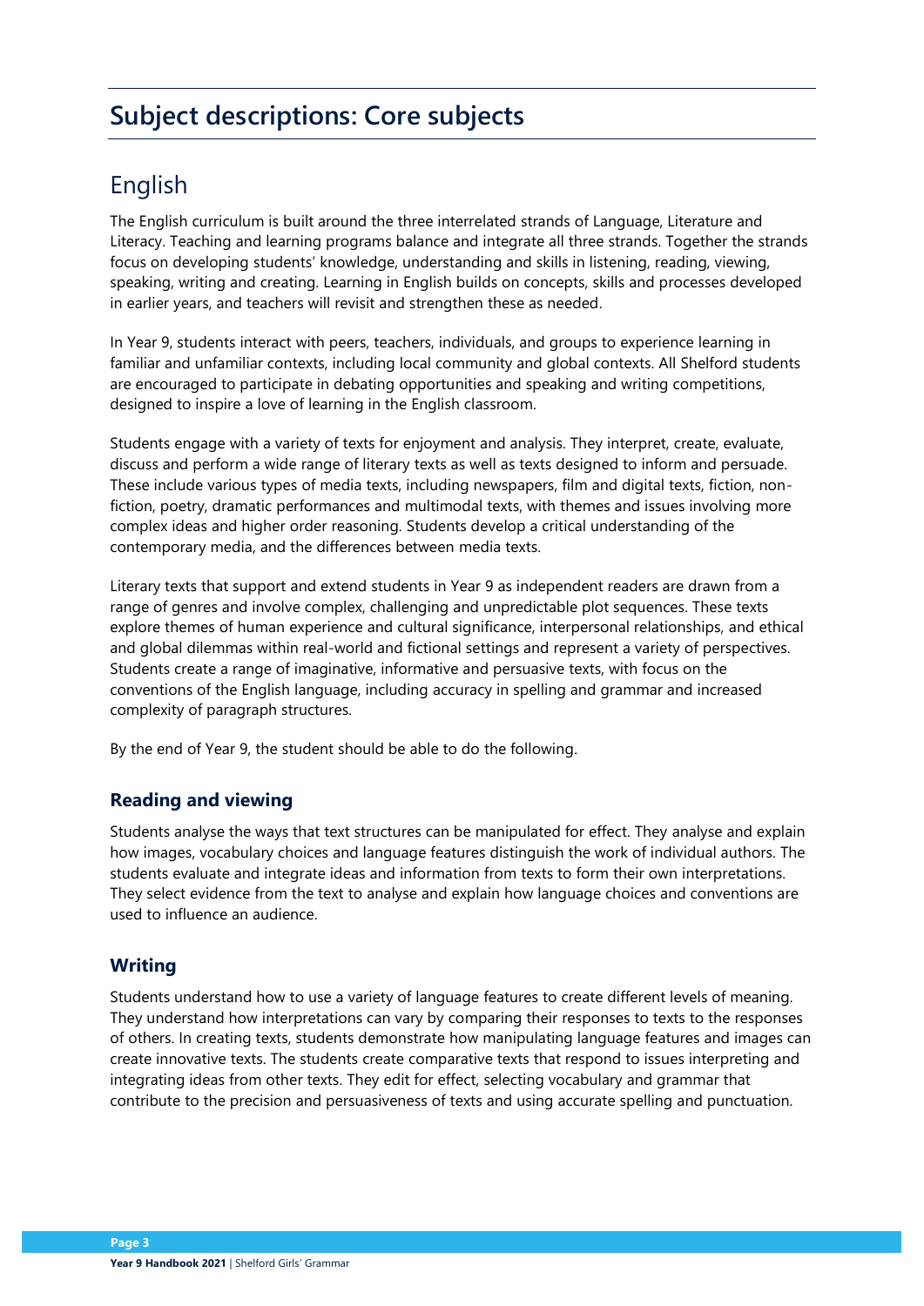# Subject descriptions: Core subjects

## English

The English curriculum is built around the three interrelated strands of Language, Literature and Literacy. Teaching and learning programs balance and integrate all three strands. Together the strands focus on developing students' knowledge, understanding and skills in listening, reading, viewing, speaking, writing and creating. Learning in English builds on concepts, skills and processes developed in earlier years, and teachers will revisit and strengthen these as needed.

In Year 9, students interact with peers, teachers, individuals, and groups to experience learning in familiar and unfamiliar contexts, including local community and global contexts. All Shelford students are encouraged to participate in debating opportunities and speaking and writing competitions, designed to inspire a love of learning in the English classroom.

Students engage with a variety of texts for enjoyment and analysis. They interpret, create, evaluate, discuss and perform a wide range of literary texts as well as texts designed to inform and persuade. These include various types of media texts, including newspapers, film and digital texts, fiction, non-fiction, poetry, dramatic performances and multimodal texts, with themes and issues involving more complex ideas and higher order reasoning. Students develop a critical understanding of the contemporary media, and the differences between media texts.

Literary texts that support and extend students in Year 9 as independent readers are drawn from a range of genres and involve complex, challenging and unpredictable plot sequences. These texts explore themes of human experience and cultural significance, interpersonal relationships, and ethical and global dilemmas within real-world and fictional settings and represent a variety of perspectives. Students create a range of imaginative, informative and persuasive texts, with focus on the conventions of the English language, including accuracy in spelling and grammar and increased complexity of paragraph structures.

By the end of Year 9, the student should be able to do the following.

### Reading and viewing

Students analyse the ways that text structures can be manipulated for effect. They analyse and explain how images, vocabulary choices and language features distinguish the work of individual authors. The students evaluate and integrate ideas and information from texts to form their own interpretations. They select evidence from the text to analyse and explain how language choices and conventions are used to influence an audience.

### Writing

Students understand how to use a variety of language features to create different levels of meaning. They understand how interpretations can vary by comparing their responses to texts to the responses of others. In creating texts, students demonstrate how manipulating language features and images can create innovative texts. The students create comparative texts that respond to issues interpreting and integrating ideas from other texts. They edit for effect, selecting vocabulary and grammar that contribute to the precision and persuasiveness of texts and using accurate spelling and punctuation.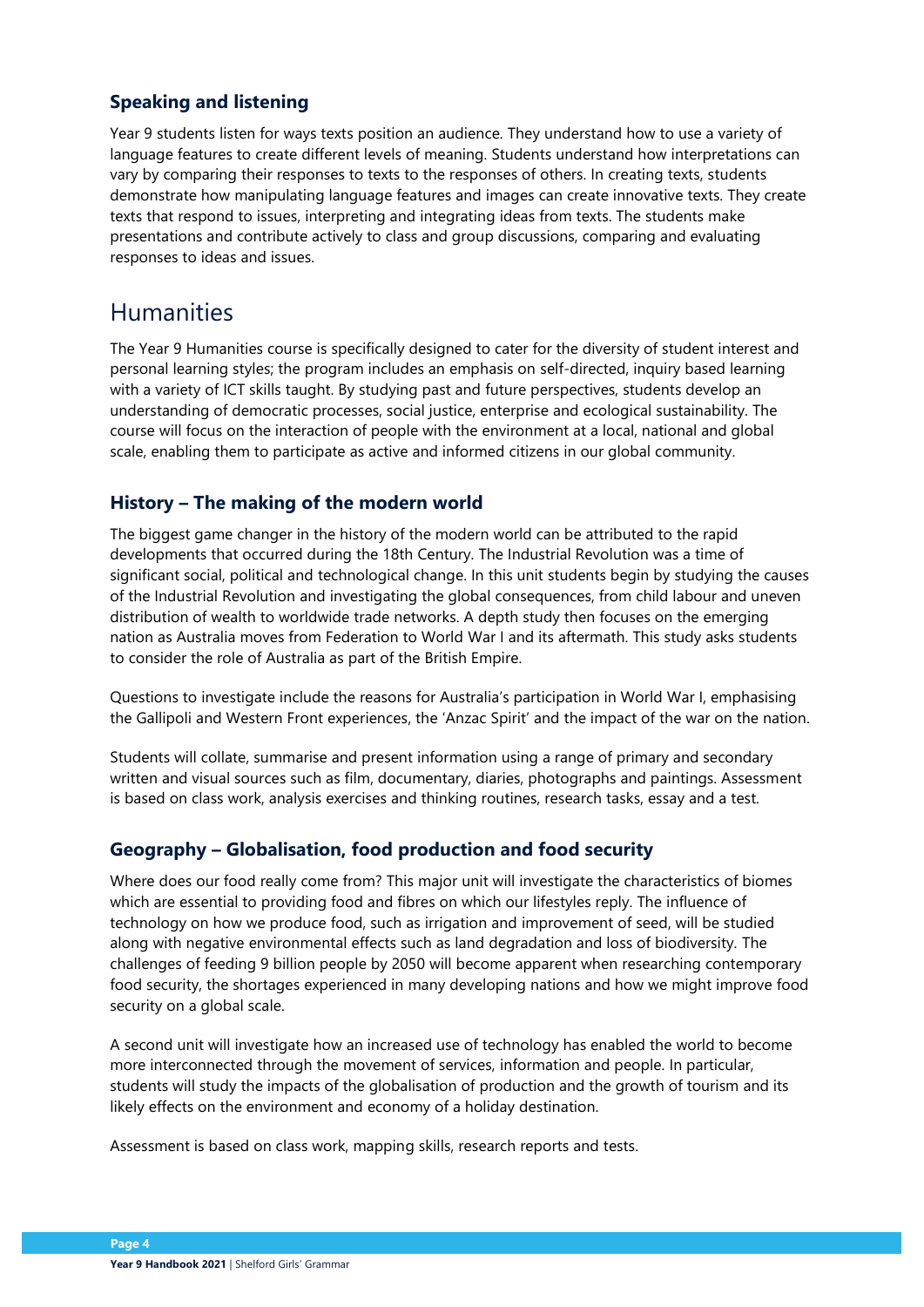### Speaking and listening

Year 9 students listen for ways texts position an audience. They understand how to use a variety of language features to create different levels of meaning. Students understand how interpretations can vary by comparing their responses to texts to the responses of others. In creating texts, students demonstrate how manipulating language features and images can create innovative texts. They create texts that respond to issues, interpreting and integrating ideas from texts. The students make presentations and contribute actively to class and group discussions, comparing and evaluating responses to ideas and issues.

## Humanities

The Year 9 Humanities course is specifically designed to cater for the diversity of student interest and personal learning styles; the program includes an emphasis on self-directed, inquiry based learning with a variety of ICT skills taught. By studying past and future perspectives, students develop an understanding of democratic processes, social justice, enterprise and ecological sustainability. The course will focus on the interaction of people with the environment at a local, national and global scale, enabling them to participate as active and informed citizens in our global community.

### History – The making of the modern world

The biggest game changer in the history of the modern world can be attributed to the rapid developments that occurred during the 18th Century. The Industrial Revolution was a time of significant social, political and technological change. In this unit students begin by studying the causes of the Industrial Revolution and investigating the global consequences, from child labour and uneven distribution of wealth to worldwide trade networks. A depth study then focuses on the emerging nation as Australia moves from Federation to World War I and its aftermath. This study asks students to consider the role of Australia as part of the British Empire.

Questions to investigate include the reasons for Australia's participation in World War I, emphasising the Gallipoli and Western Front experiences, the 'Anzac Spirit' and the impact of the war on the nation.

Students will collate, summarise and present information using a range of primary and secondary written and visual sources such as film, documentary, diaries, photographs and paintings. Assessment is based on class work, analysis exercises and thinking routines, research tasks, essay and a test.

### Geography – Globalisation, food production and food security

Where does our food really come from? This major unit will investigate the characteristics of biomes which are essential to providing food and fibres on which our lifestyles reply. The influence of technology on how we produce food, such as irrigation and improvement of seed, will be studied along with negative environmental effects such as land degradation and loss of biodiversity. The challenges of feeding 9 billion people by 2050 will become apparent when researching contemporary food security, the shortages experienced in many developing nations and how we might improve food security on a global scale.

A second unit will investigate how an increased use of technology has enabled the world to become more interconnected through the movement of services, information and people. In particular, students will study the impacts of the globalisation of production and the growth of tourism and its likely effects on the environment and economy of a holiday destination.

Assessment is based on class work, mapping skills, research reports and tests.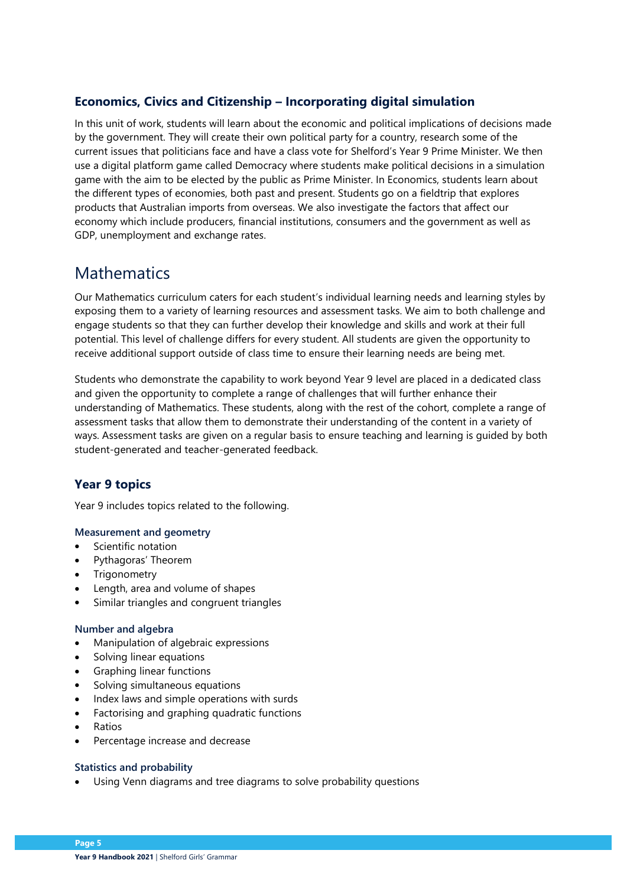### Economics, Civics and Citizenship – Incorporating digital simulation

In this unit of work, students will learn about the economic and political implications of decisions made by the government. They will create their own political party for a country, research some of the current issues that politicians face and have a class vote for Shelford's Year 9 Prime Minister. We then use a digital platform game called Democracy where students make political decisions in a simulation game with the aim to be elected by the public as Prime Minister. In Economics, students learn about the different types of economies, both past and present. Students go on a fieldtrip that explores products that Australian imports from overseas. We also investigate the factors that affect our economy which include producers, financial institutions, consumers and the government as well as GDP, unemployment and exchange rates.

## Mathematics

Our Mathematics curriculum caters for each student's individual learning needs and learning styles by exposing them to a variety of learning resources and assessment tasks. We aim to both challenge and engage students so that they can further develop their knowledge and skills and work at their full potential. This level of challenge differs for every student. All students are given the opportunity to receive additional support outside of class time to ensure their learning needs are being met.

Students who demonstrate the capability to work beyond Year 9 level are placed in a dedicated class and given the opportunity to complete a range of challenges that will further enhance their understanding of Mathematics. These students, along with the rest of the cohort, complete a range of assessment tasks that allow them to demonstrate their understanding of the content in a variety of ways. Assessment tasks are given on a regular basis to ensure teaching and learning is guided by both student-generated and teacher-generated feedback.

### Year 9 topics

Year 9 includes topics related to the following.

#### Measurement and geometry

- Scientific notation
- Pythagoras' Theorem
- Trigonometry
- Length, area and volume of shapes
- Similar triangles and congruent triangles

#### Number and algebra

- Manipulation of algebraic expressions
- Solving linear equations
- Graphing linear functions
- Solving simultaneous equations
- Index laws and simple operations with surds
- Factorising and graphing quadratic functions
- Ratios
- Percentage increase and decrease

#### Statistics and probability

- Using Venn diagrams and tree diagrams to solve probability questions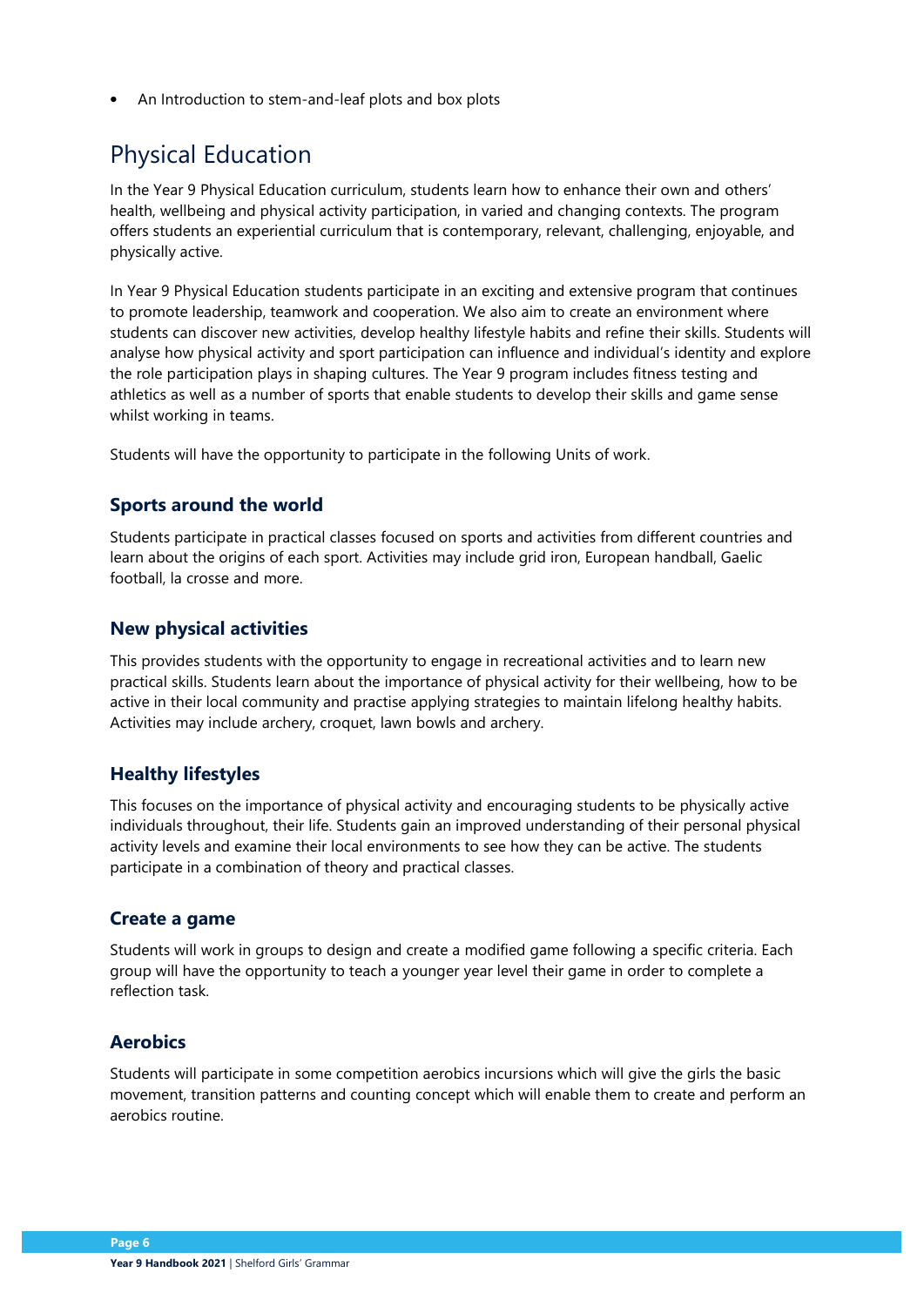- An Introduction to stem-and-leaf plots and box plots

## Physical Education

In the Year 9 Physical Education curriculum, students learn how to enhance their own and others' health, wellbeing and physical activity participation, in varied and changing contexts. The program offers students an experiential curriculum that is contemporary, relevant, challenging, enjoyable, and physically active.

In Year 9 Physical Education students participate in an exciting and extensive program that continues to promote leadership, teamwork and cooperation. We also aim to create an environment where students can discover new activities, develop healthy lifestyle habits and refine their skills. Students will analyse how physical activity and sport participation can influence and individual's identity and explore the role participation plays in shaping cultures. The Year 9 program includes fitness testing and athletics as well as a number of sports that enable students to develop their skills and game sense whilst working in teams.

Students will have the opportunity to participate in the following Units of work.

### Sports around the world

Students participate in practical classes focused on sports and activities from different countries and learn about the origins of each sport. Activities may include grid iron, European handball, Gaelic football, la crosse and more.

### New physical activities

This provides students with the opportunity to engage in recreational activities and to learn new practical skills. Students learn about the importance of physical activity for their wellbeing, how to be active in their local community and practise applying strategies to maintain lifelong healthy habits. Activities may include archery, croquet, lawn bowls and archery.

### Healthy lifestyles

This focuses on the importance of physical activity and encouraging students to be physically active individuals throughout, their life. Students gain an improved understanding of their personal physical activity levels and examine their local environments to see how they can be active. The students participate in a combination of theory and practical classes.

### Create a game

Students will work in groups to design and create a modified game following a specific criteria. Each group will have the opportunity to teach a younger year level their game in order to complete a reflection task.

### Aerobics

Students will participate in some competition aerobics incursions which will give the girls the basic movement, transition patterns and counting concept which will enable them to create and perform an aerobics routine.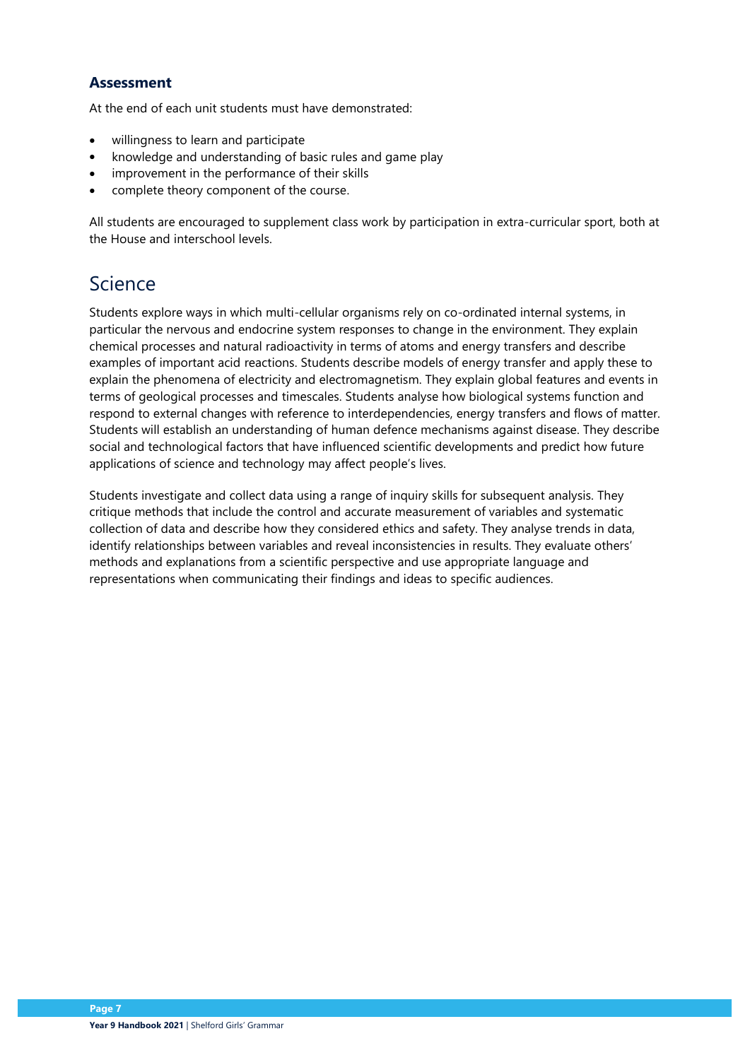### Assessment

At the end of each unit students must have demonstrated:

- willingness to learn and participate
- knowledge and understanding of basic rules and game play
- improvement in the performance of their skills
- complete theory component of the course.

All students are encouraged to supplement class work by participation in extra-curricular sport, both at the House and interschool levels.

## Science

Students explore ways in which multi-cellular organisms rely on co-ordinated internal systems, in particular the nervous and endocrine system responses to change in the environment. They explain chemical processes and natural radioactivity in terms of atoms and energy transfers and describe examples of important acid reactions. Students describe models of energy transfer and apply these to explain the phenomena of electricity and electromagnetism. They explain global features and events in terms of geological processes and timescales. Students analyse how biological systems function and respond to external changes with reference to interdependencies, energy transfers and flows of matter. Students will establish an understanding of human defence mechanisms against disease. They describe social and technological factors that have influenced scientific developments and predict how future applications of science and technology may affect people's lives.

Students investigate and collect data using a range of inquiry skills for subsequent analysis. They critique methods that include the control and accurate measurement of variables and systematic collection of data and describe how they considered ethics and safety. They analyse trends in data, identify relationships between variables and reveal inconsistencies in results. They evaluate others' methods and explanations from a scientific perspective and use appropriate language and representations when communicating their findings and ideas to specific audiences.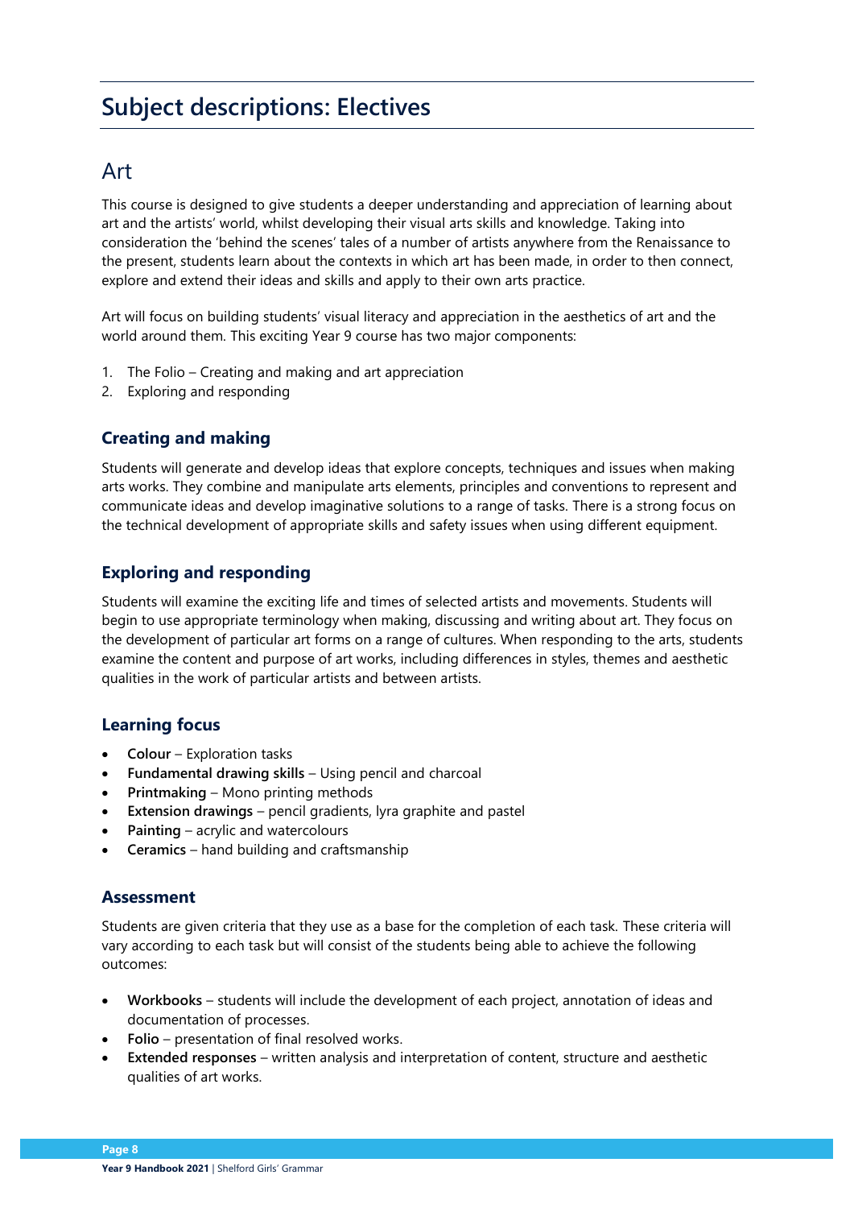# Subject descriptions: Electives

## Art

This course is designed to give students a deeper understanding and appreciation of learning about art and the artists' world, whilst developing their visual arts skills and knowledge. Taking into consideration the 'behind the scenes' tales of a number of artists anywhere from the Renaissance to the present, students learn about the contexts in which art has been made, in order to then connect, explore and extend their ideas and skills and apply to their own arts practice.

Art will focus on building students' visual literacy and appreciation in the aesthetics of art and the world around them. This exciting Year 9 course has two major components:

1. The Folio – Creating and making and art appreciation
2. Exploring and responding

### Creating and making

Students will generate and develop ideas that explore concepts, techniques and issues when making arts works. They combine and manipulate arts elements, principles and conventions to represent and communicate ideas and develop imaginative solutions to a range of tasks. There is a strong focus on the technical development of appropriate skills and safety issues when using different equipment.

### Exploring and responding

Students will examine the exciting life and times of selected artists and movements. Students will begin to use appropriate terminology when making, discussing and writing about art. They focus on the development of particular art forms on a range of cultures. When responding to the arts, students examine the content and purpose of art works, including differences in styles, themes and aesthetic qualities in the work of particular artists and between artists.

### Learning focus

- **Colour** – Exploration tasks
- **Fundamental drawing skills** – Using pencil and charcoal
- **Printmaking** – Mono printing methods
- **Extension drawings** – pencil gradients, lyra graphite and pastel
- **Painting** – acrylic and watercolours
- **Ceramics** – hand building and craftsmanship

### Assessment

Students are given criteria that they use as a base for the completion of each task. These criteria will vary according to each task but will consist of the students being able to achieve the following outcomes:

- **Workbooks** – students will include the development of each project, annotation of ideas and documentation of processes.
- **Folio** – presentation of final resolved works.
- **Extended responses** – written analysis and interpretation of content, structure and aesthetic qualities of art works.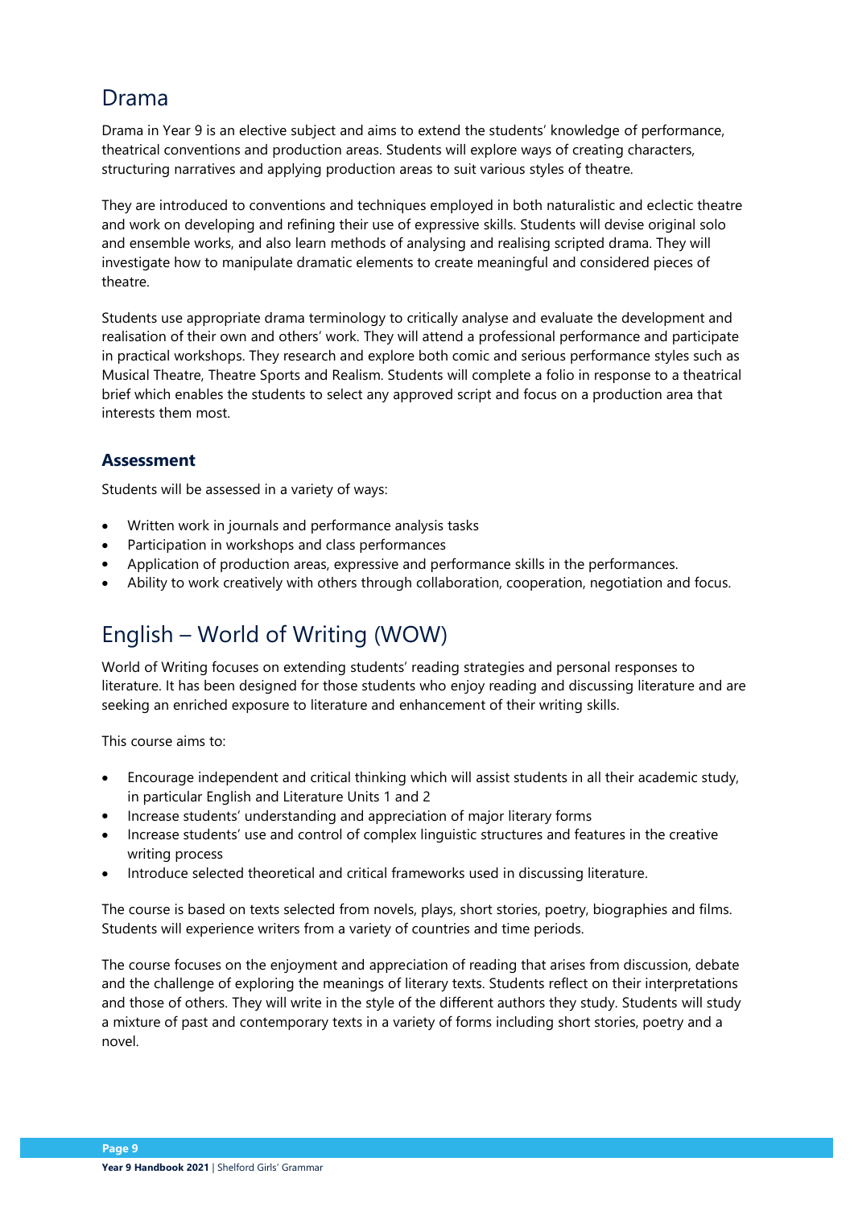## Drama

Drama in Year 9 is an elective subject and aims to extend the students' knowledge of performance, theatrical conventions and production areas. Students will explore ways of creating characters, structuring narratives and applying production areas to suit various styles of theatre.

They are introduced to conventions and techniques employed in both naturalistic and eclectic theatre and work on developing and refining their use of expressive skills. Students will devise original solo and ensemble works, and also learn methods of analysing and realising scripted drama. They will investigate how to manipulate dramatic elements to create meaningful and considered pieces of theatre.

Students use appropriate drama terminology to critically analyse and evaluate the development and realisation of their own and others' work. They will attend a professional performance and participate in practical workshops. They research and explore both comic and serious performance styles such as Musical Theatre, Theatre Sports and Realism. Students will complete a folio in response to a theatrical brief which enables the students to select any approved script and focus on a production area that interests them most.

### Assessment

Students will be assessed in a variety of ways:

- Written work in journals and performance analysis tasks
- Participation in workshops and class performances
- Application of production areas, expressive and performance skills in the performances.
- Ability to work creatively with others through collaboration, cooperation, negotiation and focus.

## English – World of Writing (WOW)

World of Writing focuses on extending students' reading strategies and personal responses to literature. It has been designed for those students who enjoy reading and discussing literature and are seeking an enriched exposure to literature and enhancement of their writing skills.

This course aims to:

- Encourage independent and critical thinking which will assist students in all their academic study, in particular English and Literature Units 1 and 2
- Increase students' understanding and appreciation of major literary forms
- Increase students' use and control of complex linguistic structures and features in the creative writing process
- Introduce selected theoretical and critical frameworks used in discussing literature.

The course is based on texts selected from novels, plays, short stories, poetry, biographies and films. Students will experience writers from a variety of countries and time periods.

The course focuses on the enjoyment and appreciation of reading that arises from discussion, debate and the challenge of exploring the meanings of literary texts. Students reflect on their interpretations and those of others. They will write in the style of the different authors they study. Students will study a mixture of past and contemporary texts in a variety of forms including short stories, poetry and a novel.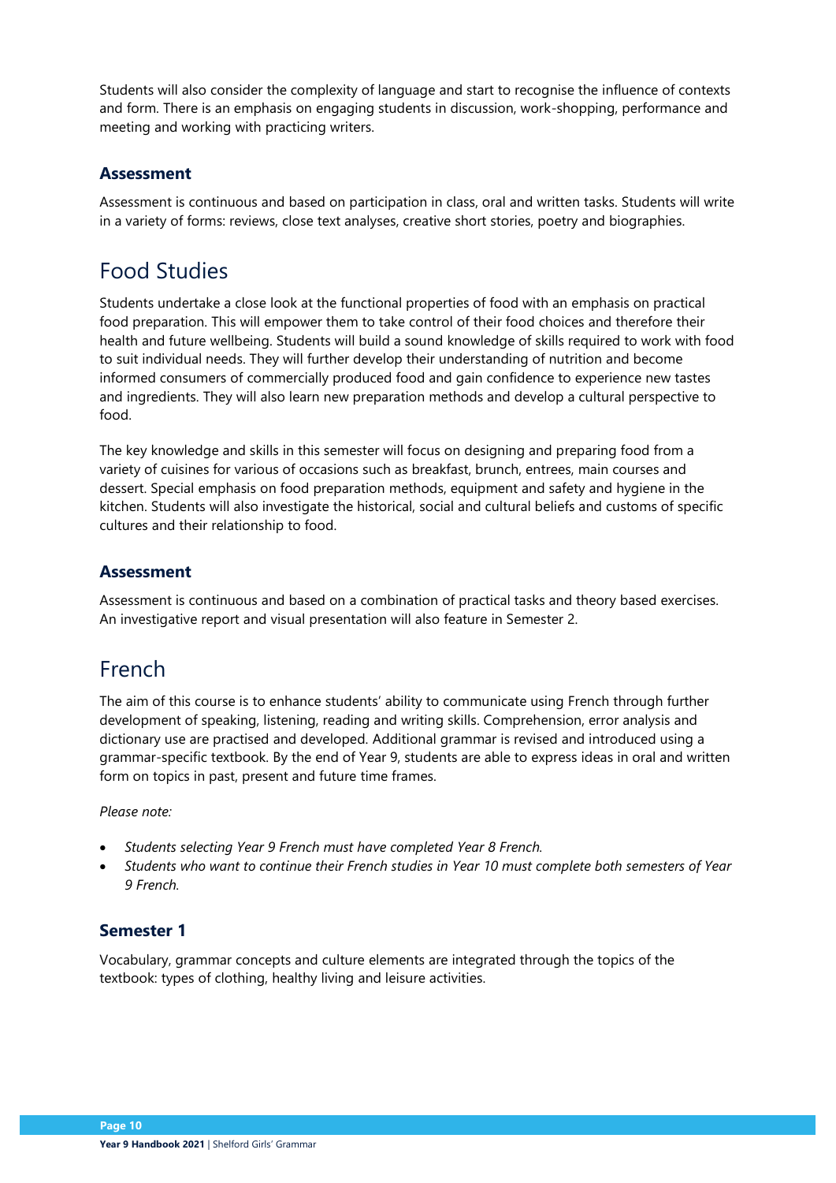Students will also consider the complexity of language and start to recognise the influence of contexts and form. There is an emphasis on engaging students in discussion, work-shopping, performance and meeting and working with practicing writers.

### Assessment

Assessment is continuous and based on participation in class, oral and written tasks. Students will write in a variety of forms: reviews, close text analyses, creative short stories, poetry and biographies.

## Food Studies

Students undertake a close look at the functional properties of food with an emphasis on practical food preparation. This will empower them to take control of their food choices and therefore their health and future wellbeing. Students will build a sound knowledge of skills required to work with food to suit individual needs. They will further develop their understanding of nutrition and become informed consumers of commercially produced food and gain confidence to experience new tastes and ingredients. They will also learn new preparation methods and develop a cultural perspective to food.

The key knowledge and skills in this semester will focus on designing and preparing food from a variety of cuisines for various of occasions such as breakfast, brunch, entrees, main courses and dessert. Special emphasis on food preparation methods, equipment and safety and hygiene in the kitchen. Students will also investigate the historical, social and cultural beliefs and customs of specific cultures and their relationship to food.

### Assessment

Assessment is continuous and based on a combination of practical tasks and theory based exercises. An investigative report and visual presentation will also feature in Semester 2.

## French

The aim of this course is to enhance students' ability to communicate using French through further development of speaking, listening, reading and writing skills. Comprehension, error analysis and dictionary use are practised and developed. Additional grammar is revised and introduced using a grammar-specific textbook. By the end of Year 9, students are able to express ideas in oral and written form on topics in past, present and future time frames.

*Please note:*

- *Students selecting Year 9 French must have completed Year 8 French.*
- *Students who want to continue their French studies in Year 10 must complete both semesters of Year 9 French.*

### Semester 1

Vocabulary, grammar concepts and culture elements are integrated through the topics of the textbook: types of clothing, healthy living and leisure activities.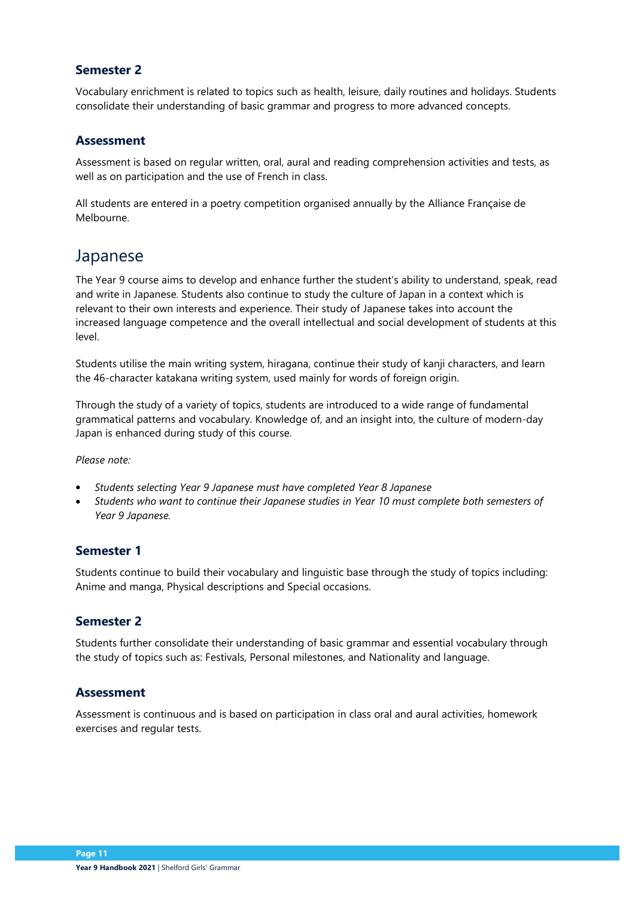### Semester 2

Vocabulary enrichment is related to topics such as health, leisure, daily routines and holidays. Students consolidate their understanding of basic grammar and progress to more advanced concepts.

### Assessment

Assessment is based on regular written, oral, aural and reading comprehension activities and tests, as well as on participation and the use of French in class.

All students are entered in a poetry competition organised annually by the Alliance Française de Melbourne.

## Japanese

The Year 9 course aims to develop and enhance further the student's ability to understand, speak, read and write in Japanese. Students also continue to study the culture of Japan in a context which is relevant to their own interests and experience. Their study of Japanese takes into account the increased language competence and the overall intellectual and social development of students at this level.

Students utilise the main writing system, hiragana, continue their study of kanji characters, and learn the 46-character katakana writing system, used mainly for words of foreign origin.

Through the study of a variety of topics, students are introduced to a wide range of fundamental grammatical patterns and vocabulary. Knowledge of, and an insight into, the culture of modern-day Japan is enhanced during study of this course.

*Please note:*

- *Students selecting Year 9 Japanese must have completed Year 8 Japanese*
- *Students who want to continue their Japanese studies in Year 10 must complete both semesters of Year 9 Japanese.*

### Semester 1

Students continue to build their vocabulary and linguistic base through the study of topics including: Anime and manga, Physical descriptions and Special occasions.

### Semester 2

Students further consolidate their understanding of basic grammar and essential vocabulary through the study of topics such as: Festivals, Personal milestones, and Nationality and language.

### Assessment

Assessment is continuous and is based on participation in class oral and aural activities, homework exercises and regular tests.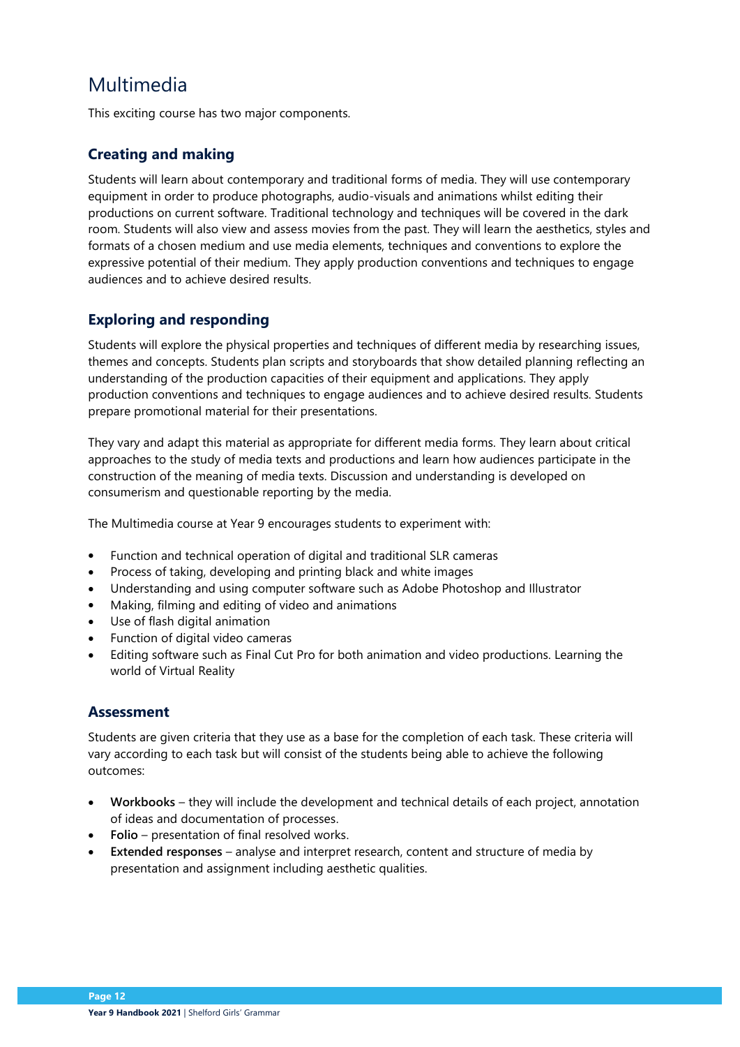# Multimedia

This exciting course has two major components.

## Creating and making

Students will learn about contemporary and traditional forms of media. They will use contemporary equipment in order to produce photographs, audio-visuals and animations whilst editing their productions on current software. Traditional technology and techniques will be covered in the dark room. Students will also view and assess movies from the past. They will learn the aesthetics, styles and formats of a chosen medium and use media elements, techniques and conventions to explore the expressive potential of their medium. They apply production conventions and techniques to engage audiences and to achieve desired results.

## Exploring and responding

Students will explore the physical properties and techniques of different media by researching issues, themes and concepts. Students plan scripts and storyboards that show detailed planning reflecting an understanding of the production capacities of their equipment and applications. They apply production conventions and techniques to engage audiences and to achieve desired results. Students prepare promotional material for their presentations.

They vary and adapt this material as appropriate for different media forms. They learn about critical approaches to the study of media texts and productions and learn how audiences participate in the construction of the meaning of media texts. Discussion and understanding is developed on consumerism and questionable reporting by the media.

The Multimedia course at Year 9 encourages students to experiment with:

- Function and technical operation of digital and traditional SLR cameras
- Process of taking, developing and printing black and white images
- Understanding and using computer software such as Adobe Photoshop and Illustrator
- Making, filming and editing of video and animations
- Use of flash digital animation
- Function of digital video cameras
- Editing software such as Final Cut Pro for both animation and video productions. Learning the world of Virtual Reality

## Assessment

Students are given criteria that they use as a base for the completion of each task. These criteria will vary according to each task but will consist of the students being able to achieve the following outcomes:

- **Workbooks** – they will include the development and technical details of each project, annotation of ideas and documentation of processes.
- **Folio** – presentation of final resolved works.
- **Extended responses** – analyse and interpret research, content and structure of media by presentation and assignment including aesthetic qualities.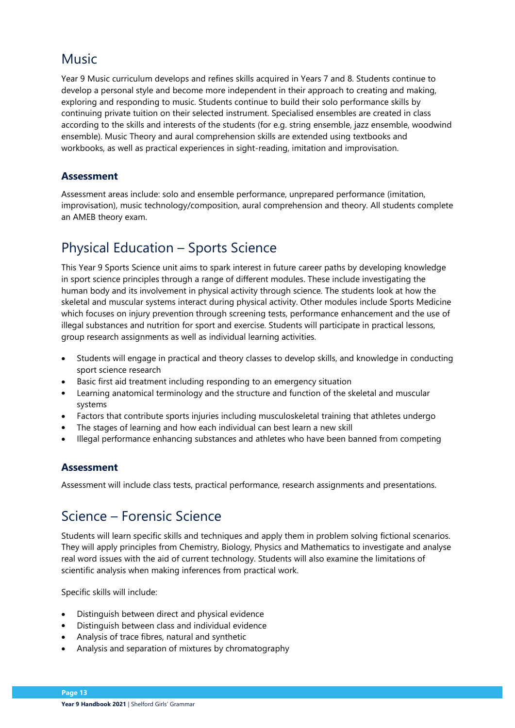## Music

Year 9 Music curriculum develops and refines skills acquired in Years 7 and 8. Students continue to develop a personal style and become more independent in their approach to creating and making, exploring and responding to music. Students continue to build their solo performance skills by continuing private tuition on their selected instrument. Specialised ensembles are created in class according to the skills and interests of the students (for e.g. string ensemble, jazz ensemble, woodwind ensemble). Music Theory and aural comprehension skills are extended using textbooks and workbooks, as well as practical experiences in sight-reading, imitation and improvisation.

### Assessment

Assessment areas include: solo and ensemble performance, unprepared performance (imitation, improvisation), music technology/composition, aural comprehension and theory. All students complete an AMEB theory exam.

## Physical Education – Sports Science

This Year 9 Sports Science unit aims to spark interest in future career paths by developing knowledge in sport science principles through a range of different modules. These include investigating the human body and its involvement in physical activity through science. The students look at how the skeletal and muscular systems interact during physical activity. Other modules include Sports Medicine which focuses on injury prevention through screening tests, performance enhancement and the use of illegal substances and nutrition for sport and exercise. Students will participate in practical lessons, group research assignments as well as individual learning activities.

- Students will engage in practical and theory classes to develop skills, and knowledge in conducting sport science research
- Basic first aid treatment including responding to an emergency situation
- Learning anatomical terminology and the structure and function of the skeletal and muscular systems
- Factors that contribute sports injuries including musculoskeletal training that athletes undergo
- The stages of learning and how each individual can best learn a new skill
- Illegal performance enhancing substances and athletes who have been banned from competing

### Assessment

Assessment will include class tests, practical performance, research assignments and presentations.

## Science – Forensic Science

Students will learn specific skills and techniques and apply them in problem solving fictional scenarios. They will apply principles from Chemistry, Biology, Physics and Mathematics to investigate and analyse real word issues with the aid of current technology. Students will also examine the limitations of scientific analysis when making inferences from practical work.

Specific skills will include:

- Distinguish between direct and physical evidence
- Distinguish between class and individual evidence
- Analysis of trace fibres, natural and synthetic
- Analysis and separation of mixtures by chromatography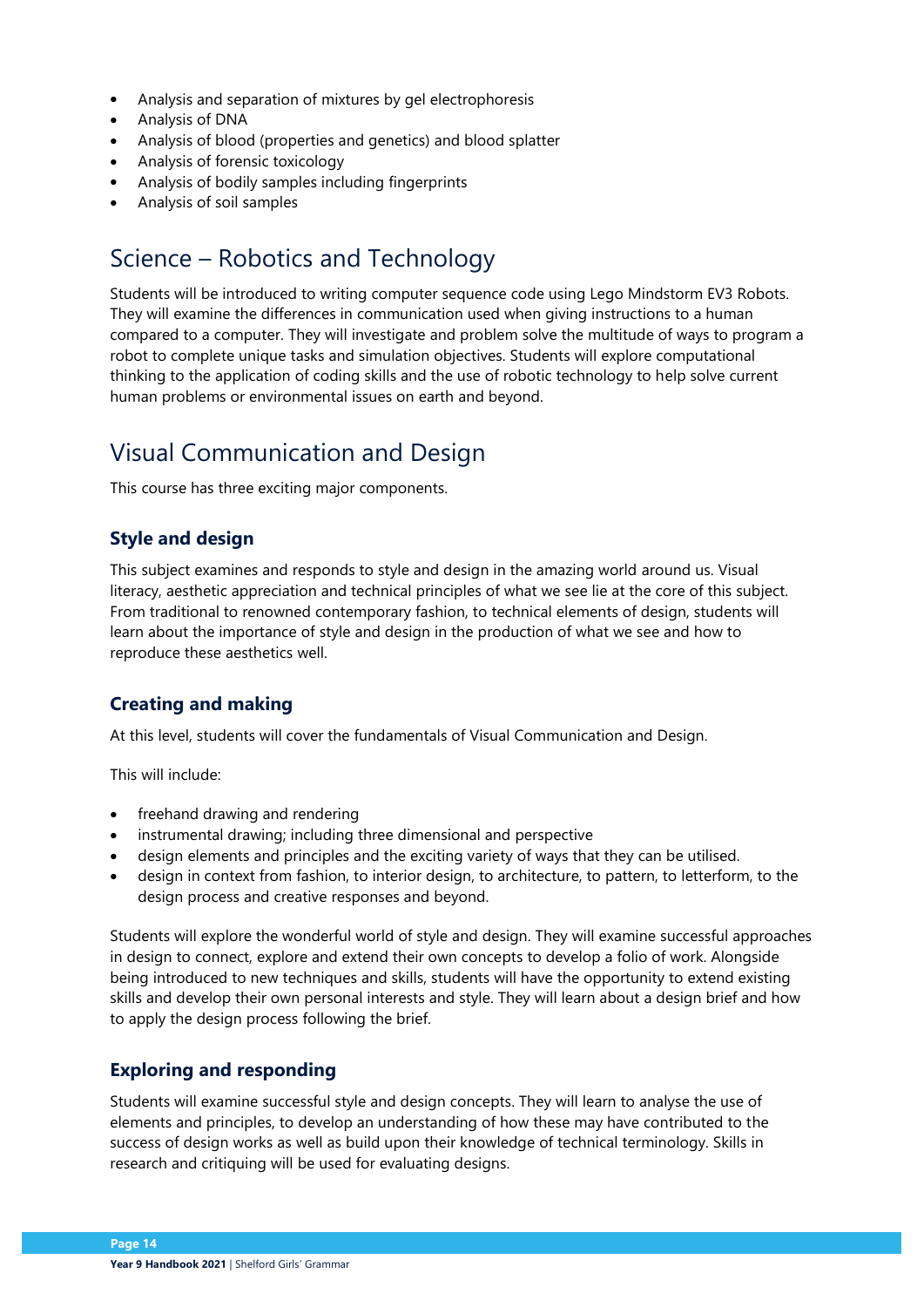- Analysis and separation of mixtures by gel electrophoresis
- Analysis of DNA
- Analysis of blood (properties and genetics) and blood splatter
- Analysis of forensic toxicology
- Analysis of bodily samples including fingerprints
- Analysis of soil samples

## Science – Robotics and Technology

Students will be introduced to writing computer sequence code using Lego Mindstorm EV3 Robots. They will examine the differences in communication used when giving instructions to a human compared to a computer. They will investigate and problem solve the multitude of ways to program a robot to complete unique tasks and simulation objectives. Students will explore computational thinking to the application of coding skills and the use of robotic technology to help solve current human problems or environmental issues on earth and beyond.

## Visual Communication and Design

This course has three exciting major components.

### Style and design

This subject examines and responds to style and design in the amazing world around us. Visual literacy, aesthetic appreciation and technical principles of what we see lie at the core of this subject. From traditional to renowned contemporary fashion, to technical elements of design, students will learn about the importance of style and design in the production of what we see and how to reproduce these aesthetics well.

### Creating and making

At this level, students will cover the fundamentals of Visual Communication and Design.

This will include:

- freehand drawing and rendering
- instrumental drawing; including three dimensional and perspective
- design elements and principles and the exciting variety of ways that they can be utilised.
- design in context from fashion, to interior design, to architecture, to pattern, to letterform, to the design process and creative responses and beyond.

Students will explore the wonderful world of style and design. They will examine successful approaches in design to connect, explore and extend their own concepts to develop a folio of work. Alongside being introduced to new techniques and skills, students will have the opportunity to extend existing skills and develop their own personal interests and style. They will learn about a design brief and how to apply the design process following the brief.

### Exploring and responding

Students will examine successful style and design concepts. They will learn to analyse the use of elements and principles, to develop an understanding of how these may have contributed to the success of design works as well as build upon their knowledge of technical terminology. Skills in research and critiquing will be used for evaluating designs.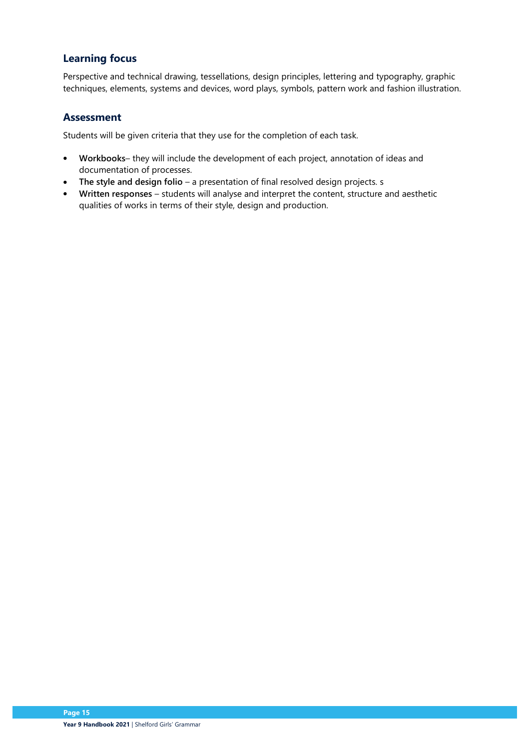## Learning focus

Perspective and technical drawing, tessellations, design principles, lettering and typography, graphic techniques, elements, systems and devices, word plays, symbols, pattern work and fashion illustration.

## Assessment

Students will be given criteria that they use for the completion of each task.

- **Workbooks**– they will include the development of each project, annotation of ideas and documentation of processes.
- **The style and design folio** – a presentation of final resolved design projects. s
- **Written responses** – students will analyse and interpret the content, structure and aesthetic qualities of works in terms of their style, design and production.